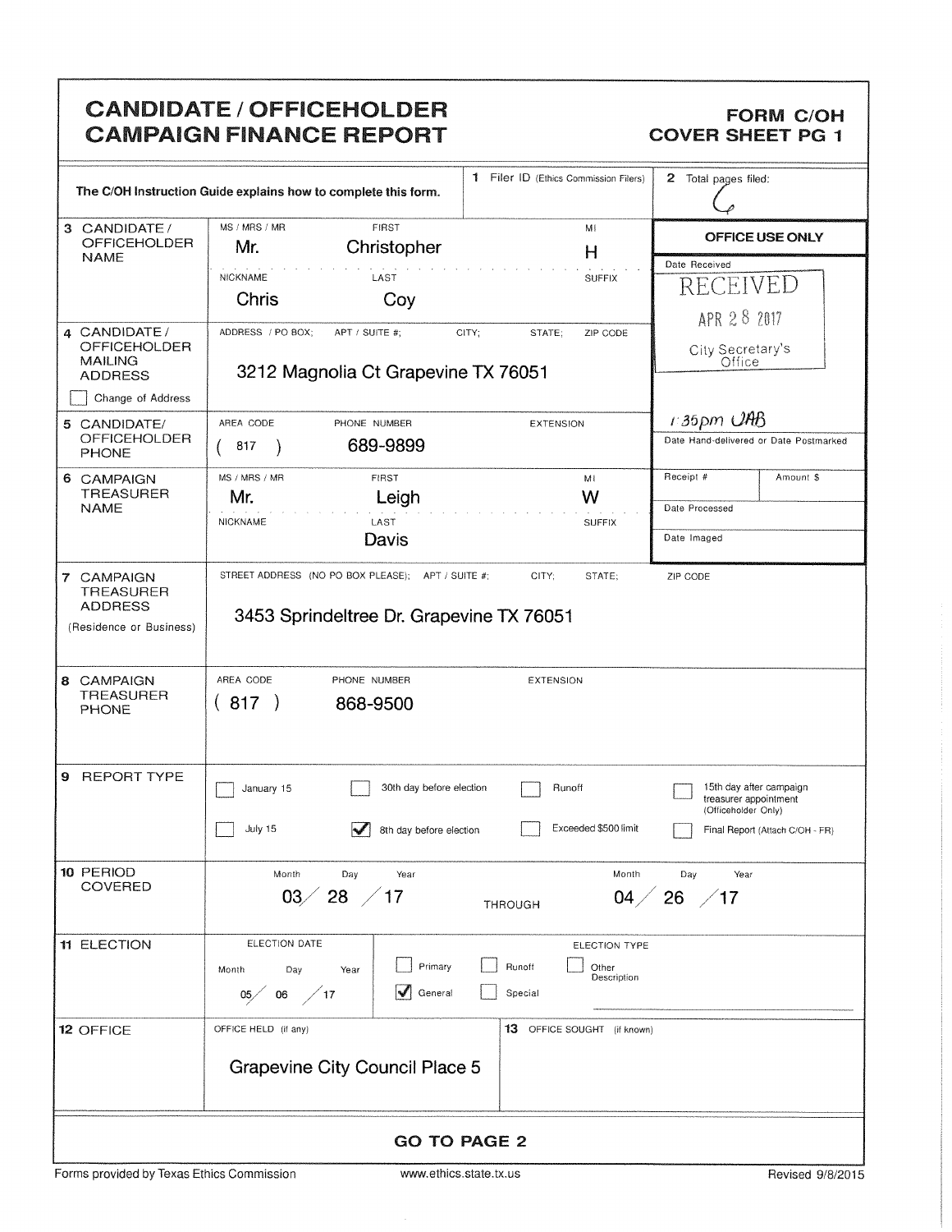# CANDIDATE / OFFICEHOLDER CAMPAIGN FINANCE REPORT

**FORM C/OH COVER SHEET PG 1**

The C/OH Instruction Guide explains how to complete this form.

**1** Filer ID (Ethics Commission Filers):

**2** Total pages filed: 6

**OFFICE USE ONLY**

Date Received: RECEIVED APR 28 2017 City Secretary's Office

Date Hand-delivered or Date Postmarked: 1:35pm JAB

Receipt #: | Amount $:

Date Processed:

Date Imaged:

| Field | Details |
|---|---|
| **3 CANDIDATE / OFFICEHOLDER NAME** | MS / MRS / MR: Mr. — FIRST: Christopher — MI: H — NICKNAME: Chris — LAST: Coy — SUFFIX: |
| **4 CANDIDATE / OFFICEHOLDER MAILING ADDRESS** ☐ Change of Address | ADDRESS / PO BOX; APT / SUITE #; CITY; STATE; ZIP CODE: 3212 Magnolia Ct Grapevine TX 76051 |
| **5 CANDIDATE/ OFFICEHOLDER PHONE** | AREA CODE: (817) — PHONE NUMBER: 689-9899 — EXTENSION: |
| **6 CAMPAIGN TREASURER NAME** | MS / MRS / MR: Mr. — FIRST: Leigh — MI: W — NICKNAME: — LAST: Davis — SUFFIX: |
| **7 CAMPAIGN TREASURER ADDRESS** (Residence or Business) | STREET ADDRESS (NO PO BOX PLEASE); APT / SUITE #; CITY; STATE; ZIP CODE: 3453 Sprindeltree Dr. Grapevine TX 76051 |
| **8 CAMPAIGN TREASURER PHONE** | AREA CODE: (817) — PHONE NUMBER: 868-9500 — EXTENSION: |

**9 REPORT TYPE**

- ☐ January 15
- ☐ July 15
- ☐ 30th day before election
- ☑ 8th day before election
- ☐ Runoff
- ☐ Exceeded $500 limit
- ☐ 15th day after campaign treasurer appointment (Officeholder Only)
- ☐ Final Report (Attach C/OH - FR)

**10 PERIOD COVERED**

Month/Day/Year: 03/28/17 THROUGH Month/Day/Year: 04/26/17

**11 ELECTION**

ELECTION DATE: Month/Day/Year: 05/06/17

ELECTION TYPE:

- ☐ Primary
- ☑ General
- ☐ Runoff
- ☐ Special
- ☐ Other Description

**12 OFFICE**

OFFICE HELD (if any): Grapevine City Council Place 5

**13** OFFICE SOUGHT (if known):

**GO TO PAGE 2**

Forms provided by Texas Ethics Commission — www.ethics.state.tx.us — Revised 9/8/2015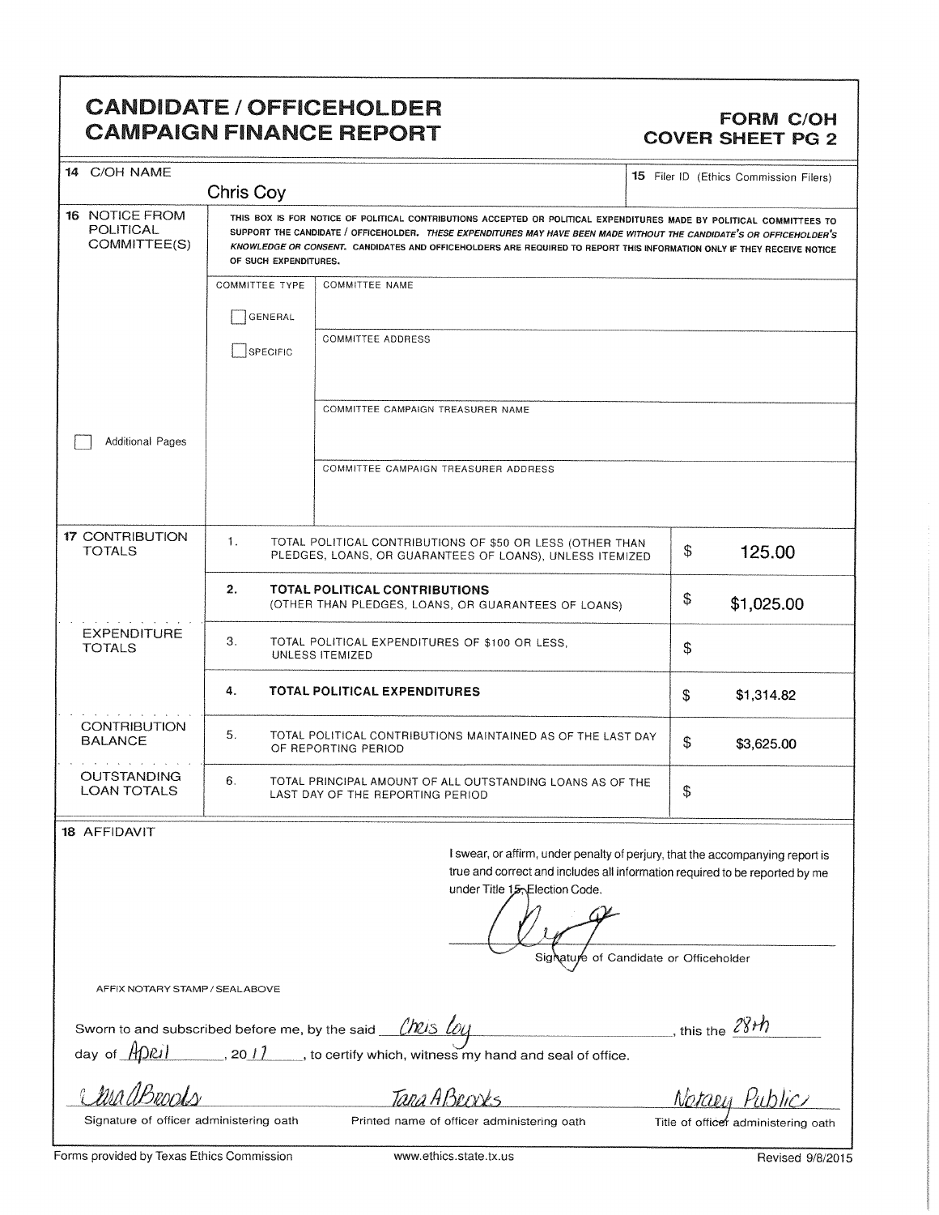# CANDIDATE / OFFICEHOLDER CAMPAIGN FINANCE REPORT

**FORM C/OH COVER SHEET PG 2**

| | | |
|---|---|---|
| **14** C/OH NAME | Chris Coy | **15** Filer ID (Ethics Commission Filers) |

**16** NOTICE FROM POLITICAL COMMITTEE(S)

THIS BOX IS FOR NOTICE OF POLITICAL CONTRIBUTIONS ACCEPTED OR POLITICAL EXPENDITURES MADE BY POLITICAL COMMITTEES TO SUPPORT THE CANDIDATE / OFFICEHOLDER. *THESE EXPENDITURES MAY HAVE BEEN MADE WITHOUT THE CANDIDATE'S OR OFFICEHOLDER'S KNOWLEDGE OR CONSENT.* CANDIDATES AND OFFICEHOLDERS ARE REQUIRED TO REPORT THIS INFORMATION ONLY IF THEY RECEIVE NOTICE OF SUCH EXPENDITURES.

| COMMITTEE TYPE | |
|---|---|
| ☐ GENERAL | COMMITTEE NAME |
| ☐ SPECIFIC | COMMITTEE ADDRESS |
| | COMMITTEE CAMPAIGN TREASURER NAME |
| | COMMITTEE CAMPAIGN TREASURER ADDRESS |

☐ Additional Pages

| | | | |
|---|---|---|---|
| **17** CONTRIBUTION TOTALS | 1. | TOTAL POLITICAL CONTRIBUTIONS OF $50 OR LESS (OTHER THAN PLEDGES, LOANS, OR GUARANTEES OF LOANS), UNLESS ITEMIZED | $ 125.00 |
| | 2. | **TOTAL POLITICAL CONTRIBUTIONS** (OTHER THAN PLEDGES, LOANS, OR GUARANTEES OF LOANS) | $ $1,025.00 |
| EXPENDITURE TOTALS | 3. | TOTAL POLITICAL EXPENDITURES OF $100 OR LESS, UNLESS ITEMIZED | $ |
| | 4. | **TOTAL POLITICAL EXPENDITURES** | $ $1,314.82 |
| CONTRIBUTION BALANCE | 5. | TOTAL POLITICAL CONTRIBUTIONS MAINTAINED AS OF THE LAST DAY OF REPORTING PERIOD | $ $3,625.00 |
| OUTSTANDING LOAN TOTALS | 6. | TOTAL PRINCIPAL AMOUNT OF ALL OUTSTANDING LOANS AS OF THE LAST DAY OF THE REPORTING PERIOD | $ |

**18** AFFIDAVIT

I swear, or affirm, under penalty of perjury, that the accompanying report is true and correct and includes all information required to be reported by me under Title 15, Election Code.

[Signature]
Signature of Candidate or Officeholder

AFFIX NOTARY STAMP / SEAL ABOVE

Sworn to and subscribed before me, by the said Chris Coy, this the 28th day of April, 2017, to certify which, witness my hand and seal of office.

| Tara A Brooks [signature] | Tara A Brooks | Notary Public |
|---|---|---|
| Signature of officer administering oath | Printed name of officer administering oath | Title of officer administering oath |

Forms provided by Texas Ethics Commission www.ethics.state.tx.us Revised 9/8/2015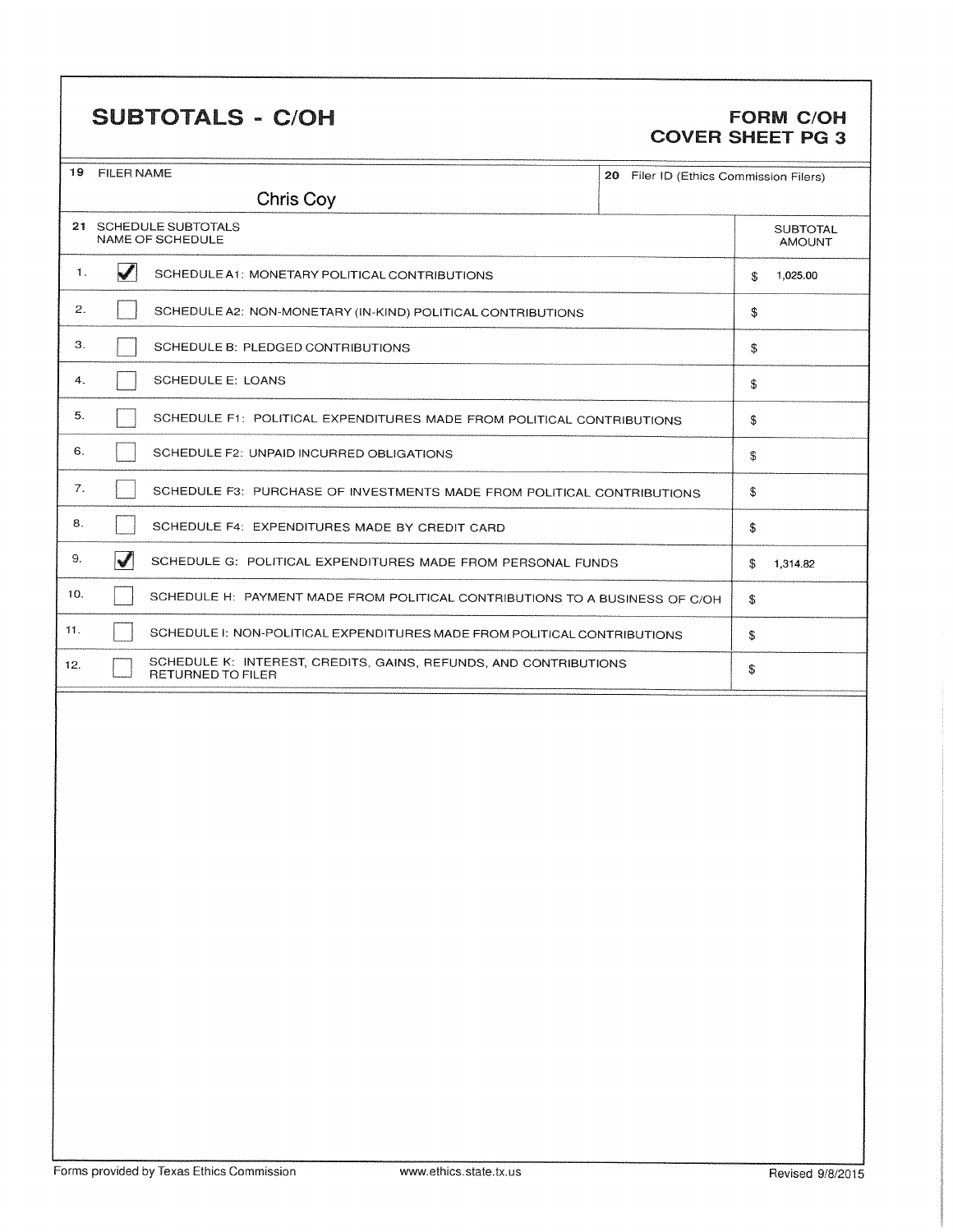# SUBTOTALS - C/OH

**FORM C/OH**
**COVER SHEET PG 3**

| 19 FILER NAME | 20 Filer ID (Ethics Commission Filers) |
|---|---|
| Chris Coy | |

| 21 | SCHEDULE SUBTOTALS NAME OF SCHEDULE | SUBTOTAL AMOUNT |
|---|---|---|
| 1. | ☑ SCHEDULE A1: MONETARY POLITICAL CONTRIBUTIONS | $ 1,025.00 |
| 2. | ☐ SCHEDULE A2: NON-MONETARY (IN-KIND) POLITICAL CONTRIBUTIONS | $ |
| 3. | ☐ SCHEDULE B: PLEDGED CONTRIBUTIONS | $ |
| 4. | ☐ SCHEDULE E: LOANS | $ |
| 5. | ☐ SCHEDULE F1: POLITICAL EXPENDITURES MADE FROM POLITICAL CONTRIBUTIONS | $ |
| 6. | ☐ SCHEDULE F2: UNPAID INCURRED OBLIGATIONS | $ |
| 7. | ☐ SCHEDULE F3: PURCHASE OF INVESTMENTS MADE FROM POLITICAL CONTRIBUTIONS | $ |
| 8. | ☐ SCHEDULE F4: EXPENDITURES MADE BY CREDIT CARD | $ |
| 9. | ☑ SCHEDULE G: POLITICAL EXPENDITURES MADE FROM PERSONAL FUNDS | $ 1,314.82 |
| 10. | ☐ SCHEDULE H: PAYMENT MADE FROM POLITICAL CONTRIBUTIONS TO A BUSINESS OF C/OH | $ |
| 11. | ☐ SCHEDULE I: NON-POLITICAL EXPENDITURES MADE FROM POLITICAL CONTRIBUTIONS | $ |
| 12. | ☐ SCHEDULE K: INTEREST, CREDITS, GAINS, REFUNDS, AND CONTRIBUTIONS RETURNED TO FILER | $ |

Forms provided by Texas Ethics Commission www.ethics.state.tx.us Revised 9/8/2015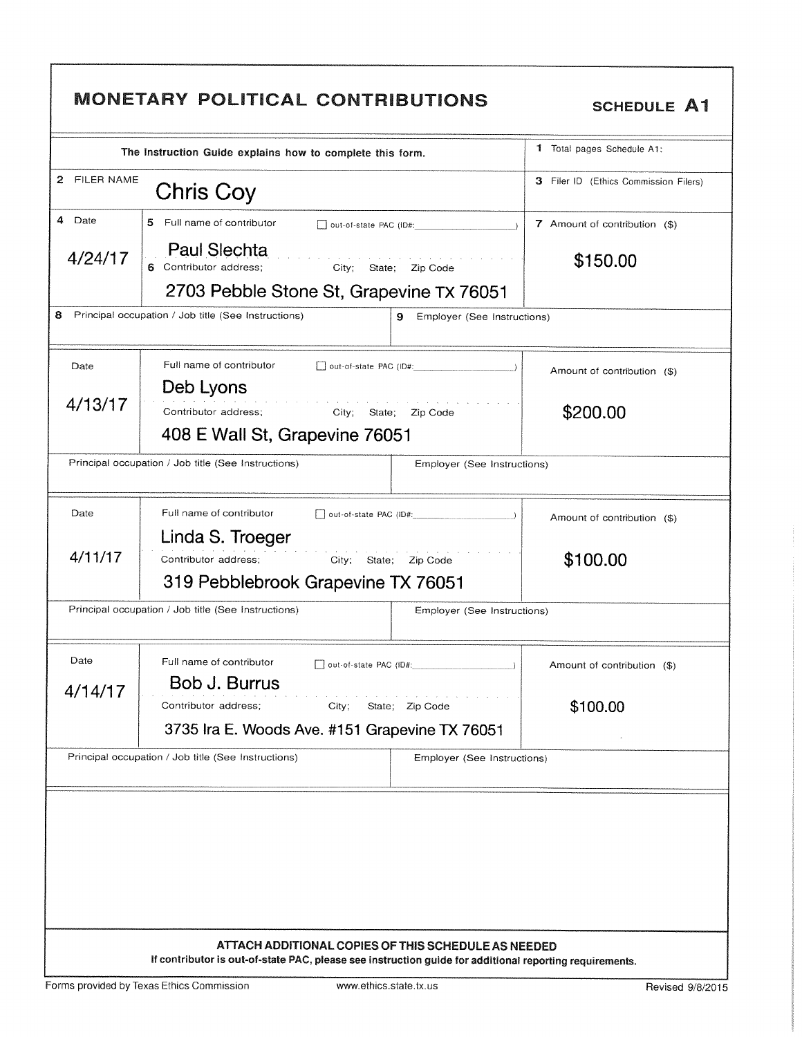# MONETARY POLITICAL CONTRIBUTIONS

**SCHEDULE A1**

The Instruction Guide explains how to complete this form.

1 Total pages Schedule A1:

2 FILER NAME: Chris Coy

3 Filer ID (Ethics Commission Filers)

| 4 Date | 5 Full name of contributor / 6 Contributor address; City; State; Zip Code | 7 Amount of contribution ($) |
|---|---|---|
| 4/24/17 | Paul Slechta<br>2703 Pebble Stone St, Grapevine TX 76051 | $150.00 |
| 8 Principal occupation / Job title (See Instructions): | 9 Employer (See Instructions): | |
| 4/13/17 | Deb Lyons<br>408 E Wall St, Grapevine 76051 | $200.00 |
| Principal occupation / Job title (See Instructions): | Employer (See Instructions): | |
| 4/11/17 | Linda S. Troeger<br>319 Pebblebrook Grapevine TX 76051 | $100.00 |
| Principal occupation / Job title (See Instructions): | Employer (See Instructions): | |
| 4/14/17 | Bob J. Burrus<br>3735 Ira E. Woods Ave. #151 Grapevine TX 76051 | $100.00 |
| Principal occupation / Job title (See Instructions): | Employer (See Instructions): | |

Each contributor entry includes an unchecked "out-of-state PAC (ID#: )" checkbox.

**ATTACH ADDITIONAL COPIES OF THIS SCHEDULE AS NEEDED**

**If contributor is out-of-state PAC, please see instruction guide for additional reporting requirements.**

Forms provided by Texas Ethics Commission | www.ethics.state.tx.us | Revised 9/8/2015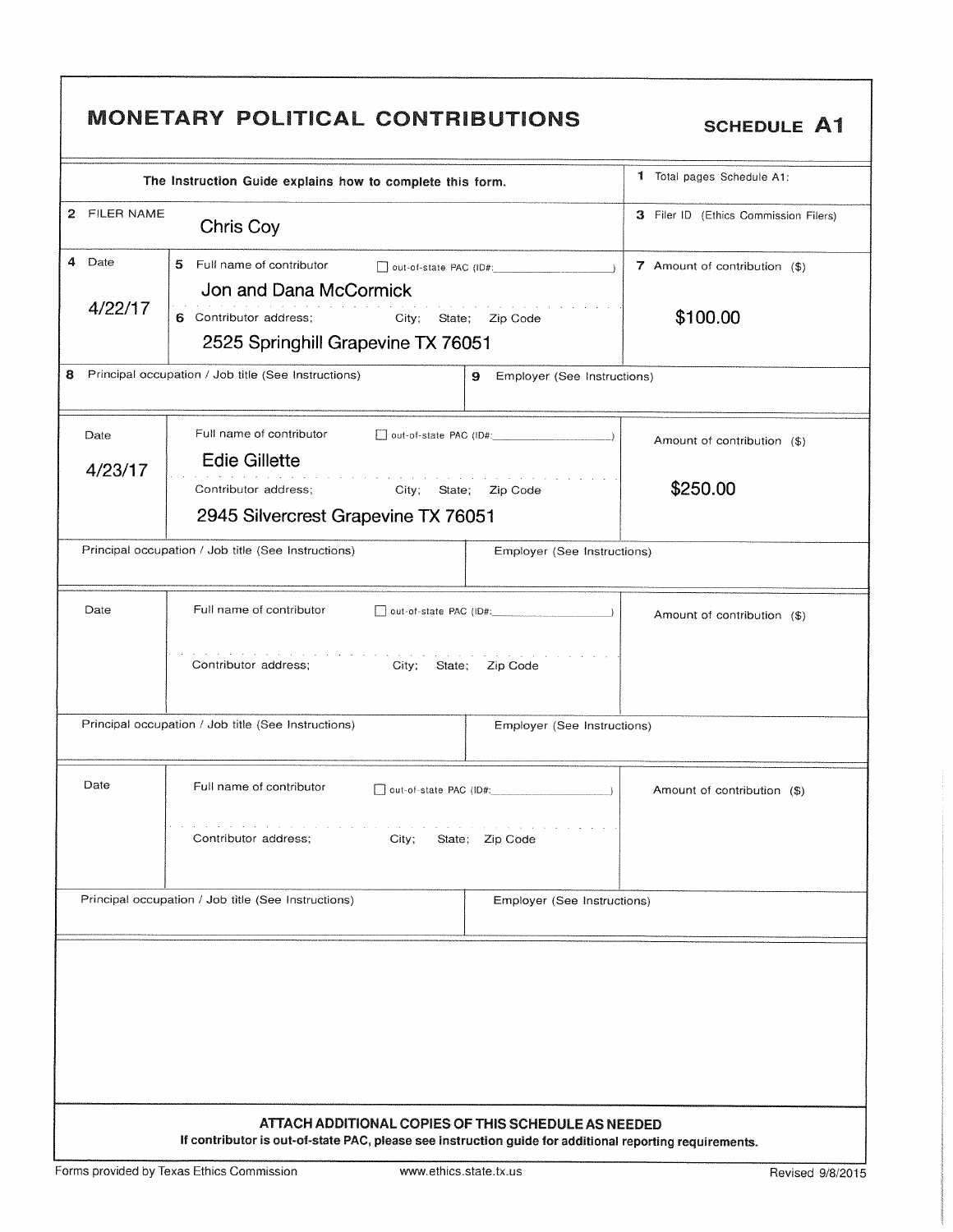# MONETARY POLITICAL CONTRIBUTIONS

**SCHEDULE A1**

The Instruction Guide explains how to complete this form.

1 Total pages Schedule A1:

2 FILER NAME: Chris Coy

3 Filer ID (Ethics Commission Filers):

| 4 Date | 5 Full name of contributor / 6 Contributor address; City; State; Zip Code | 7 Amount of contribution ($) |
|---|---|---|
| 4/22/17 | ☐ out-of-state PAC (ID#: ) Jon and Dana McCormick<br>2525 Springhill Grapevine TX 76051 | $100.00 |
| 8 Principal occupation / Job title (See Instructions): | 9 Employer (See Instructions): | |
| 4/23/17 | ☐ out-of-state PAC (ID#: ) Edie Gillette<br>2945 Silvercrest Grapevine TX 76051 | $250.00 |
| Principal occupation / Job title (See Instructions): | Employer (See Instructions): | |
| Date: | Full name of contributor ☐ out-of-state PAC (ID#: )<br>Contributor address; City; State; Zip Code | Amount of contribution ($) |
| Principal occupation / Job title (See Instructions): | Employer (See Instructions): | |
| Date: | Full name of contributor ☐ out-of-state PAC (ID#: )<br>Contributor address; City; State; Zip Code | Amount of contribution ($) |
| Principal occupation / Job title (See Instructions): | Employer (See Instructions): | |

**ATTACH ADDITIONAL COPIES OF THIS SCHEDULE AS NEEDED**

**If contributor is out-of-state PAC, please see instruction guide for additional reporting requirements.**

Forms provided by Texas Ethics Commission www.ethics.state.tx.us Revised 9/8/2015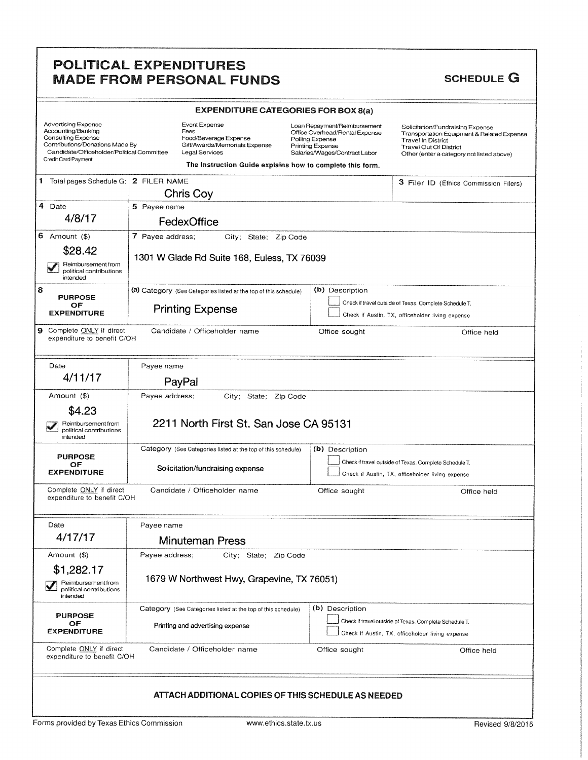# POLITICAL EXPENDITURES MADE FROM PERSONAL FUNDS

**SCHEDULE G**

**EXPENDITURE CATEGORIES FOR BOX 8(a)**

| | | | |
|---|---|---|---|
| Advertising Expense | Event Expense | Loan Repayment/Reimbursement | Solicitation/Fundraising Expense |
| Accounting/Banking | Fees | Office Overhead/Rental Expense | Transportation Equipment & Related Expense |
| Consulting Expense | Food/Beverage Expense | Polling Expense | Travel In District |
| Contributions/Donations Made By Candidate/Officeholder/Political Committee | Gift/Awards/Memorials Expense | Printing Expense | Travel Out Of District |
| Credit Card Payment | Legal Services | Salaries/Wages/Contract Labor | Other (enter a category not listed above) |

**The Instruction Guide explains how to complete this form.**

| | | |
|---|---|---|
| 1 Total pages Schedule G: | 2 FILER NAME: Chris Coy | 3 Filer ID (Ethics Commission Filers) |

| | |
|---|---|
| 4 Date: 4/8/17 | 5 Payee name: FedexOffice |
| 6 Amount ($): $28.42 ☑ Reimbursement from political contributions intended | 7 Payee address; City; State; Zip Code: 1301 W Glade Rd Suite 168, Euless, TX 76039 |
| 8 PURPOSE OF EXPENDITURE | (a) Category (See Categories listed at the top of this schedule): Printing Expense — (b) Description: ☐ Check if travel outside of Texas. Complete Schedule T. ☐ Check if Austin, TX, officeholder living expense |
| 9 Complete ONLY if direct expenditure to benefit C/OH | Candidate / Officeholder name — Office sought — Office held |

| | |
|---|---|
| Date: 4/11/17 | Payee name: PayPal |
| Amount ($): $4.23 ☑ Reimbursement from political contributions intended | Payee address; City; State; Zip Code: 2211 North First St. San Jose CA 95131 |
| PURPOSE OF EXPENDITURE | Category (See Categories listed at the top of this schedule): Solicitation/fundraising expense — (b) Description: ☐ Check if travel outside of Texas. Complete Schedule T. ☐ Check if Austin, TX, officeholder living expense |
| Complete ONLY if direct expenditure to benefit C/OH | Candidate / Officeholder name — Office sought — Office held |

| | |
|---|---|
| Date: 4/17/17 | Payee name: Minuteman Press |
| Amount ($): $1,282.17 ☑ Reimbursement from political contributions intended | Payee address; City; State; Zip Code: 1679 W Northwest Hwy, Grapevine, TX 76051) |
| PURPOSE OF EXPENDITURE | Category (See Categories listed at the top of this schedule): Printing and advertising expense — (b) Description: ☐ Check if travel outside of Texas. Complete Schedule T. ☐ Check if Austin, TX, officeholder living expense |
| Complete ONLY if direct expenditure to benefit C/OH | Candidate / Officeholder name — Office sought — Office held |

**ATTACH ADDITIONAL COPIES OF THIS SCHEDULE AS NEEDED**

Forms provided by Texas Ethics Commission www.ethics.state.tx.us Revised 9/8/2015